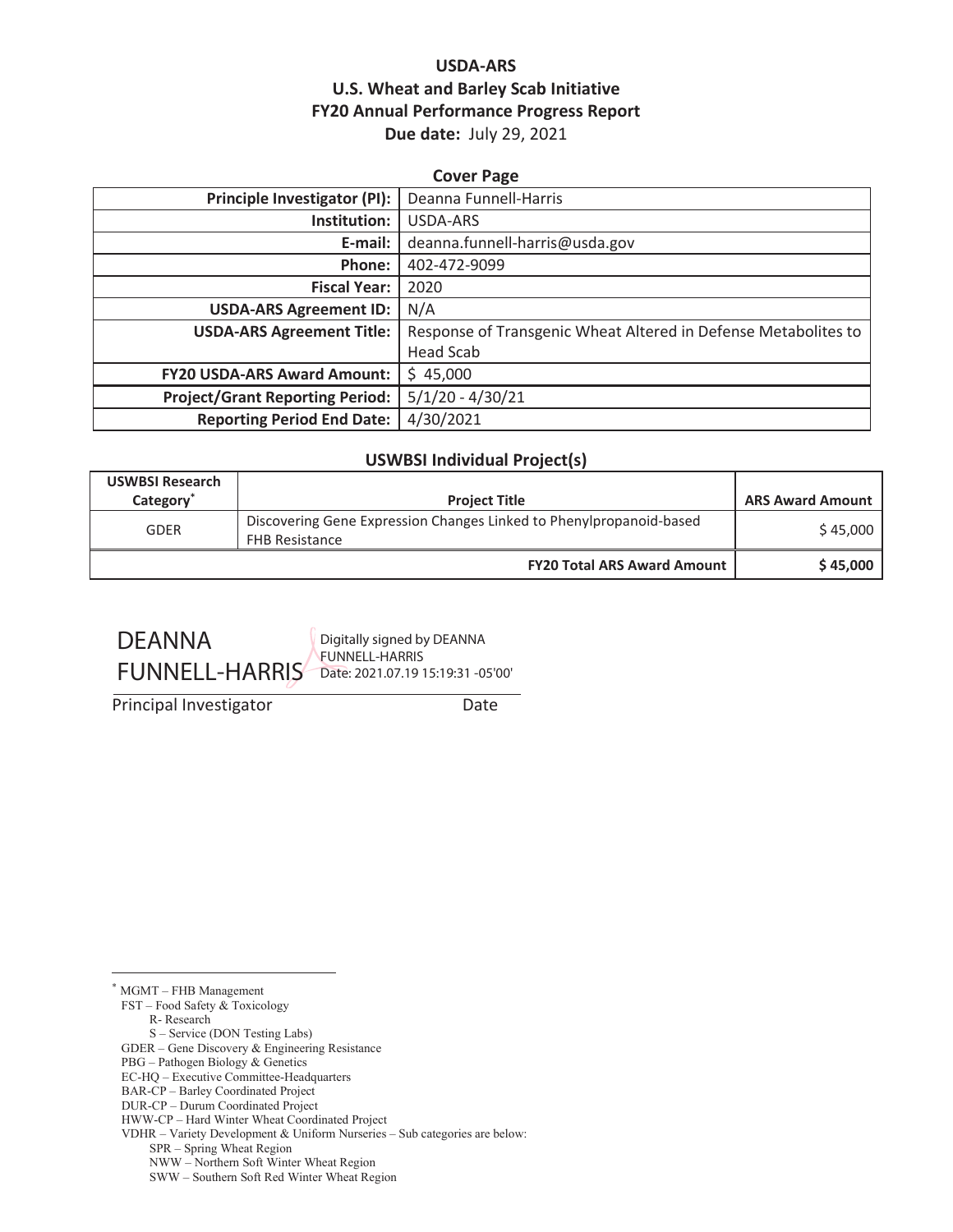**USDA-ARS**
**U.S. Wheat and Barley Scab Initiative**
**FY20 Annual Performance Progress Report**
**Due date:** July 29, 2021

**Cover Page**

| | |
|---|---|
| **Principle Investigator (PI):** | Deanna Funnell-Harris |
| **Institution:** | USDA-ARS |
| **E-mail:** | deanna.funnell-harris@usda.gov |
| **Phone:** | 402-472-9099 |
| **Fiscal Year:** | 2020 |
| **USDA-ARS Agreement ID:** | N/A |
| **USDA-ARS Agreement Title:** | Response of Transgenic Wheat Altered in Defense Metabolites to Head Scab |
| **FY20 USDA-ARS Award Amount:** | $ 45,000 |
| **Project/Grant Reporting Period:** | 5/1/20 - 4/30/21 |
| **Reporting Period End Date:** | 4/30/2021 |

**USWBSI Individual Project(s)**

| USWBSI Research Category* | Project Title | ARS Award Amount |
|---|---|---|
| GDER | Discovering Gene Expression Changes Linked to Phenylpropanoid-based FHB Resistance | $ 45,000 |
| | **FY20 Total ARS Award Amount** | **$ 45,000** |

DEANNA FUNNELL-HARRIS — Digitally signed by DEANNA FUNNELL-HARRIS Date: 2021.07.19 15:19:31 -05'00'

Principal Investigator  Date

---

* MGMT – FHB Management
FST – Food Safety & Toxicology
  R- Research
  S – Service (DON Testing Labs)
GDER – Gene Discovery & Engineering Resistance
PBG – Pathogen Biology & Genetics
EC-HQ – Executive Committee-Headquarters
BAR-CP – Barley Coordinated Project
DUR-CP – Durum Coordinated Project
HWW-CP – Hard Winter Wheat Coordinated Project
VDHR – Variety Development & Uniform Nurseries – Sub categories are below:
  SPR – Spring Wheat Region
  NWW – Northern Soft Winter Wheat Region
  SWW – Southern Soft Red Winter Wheat Region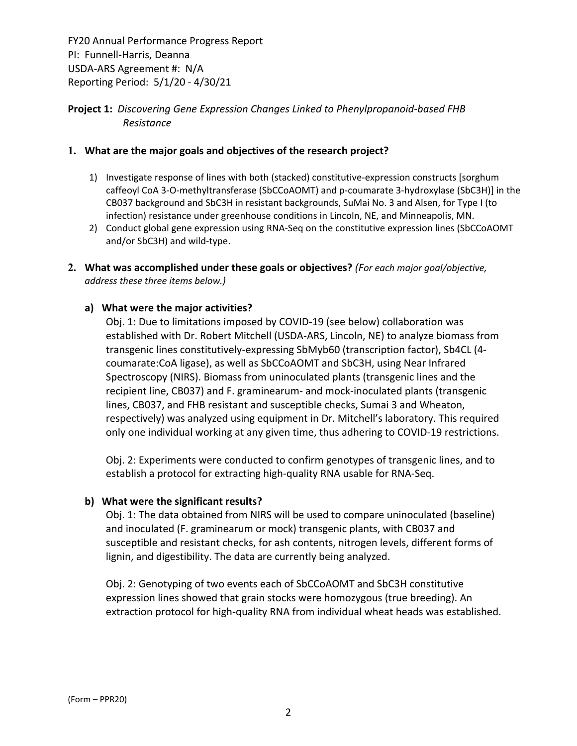FY20 Annual Performance Progress Report
PI: Funnell-Harris, Deanna
USDA-ARS Agreement #: N/A
Reporting Period: 5/1/20 - 4/30/21

**Project 1:** *Discovering Gene Expression Changes Linked to Phenylpropanoid-based FHB Resistance*

**1. What are the major goals and objectives of the research project?**

1) Investigate response of lines with both (stacked) constitutive-expression constructs [sorghum caffeoyl CoA 3-O-methyltransferase (SbCCoAOMT) and p-coumarate 3-hydroxylase (SbC3H)] in the CB037 background and SbC3H in resistant backgrounds, SuMai No. 3 and Alsen, for Type I (to infection) resistance under greenhouse conditions in Lincoln, NE, and Minneapolis, MN.
2) Conduct global gene expression using RNA-Seq on the constitutive expression lines (SbCCoAOMT and/or SbC3H) and wild-type.

**2. What was accomplished under these goals or objectives?** *(For each major goal/objective, address these three items below.)*

**a) What were the major activities?**

Obj. 1: Due to limitations imposed by COVID-19 (see below) collaboration was established with Dr. Robert Mitchell (USDA-ARS, Lincoln, NE) to analyze biomass from transgenic lines constitutively-expressing SbMyb60 (transcription factor), Sb4CL (4-coumarate:CoA ligase), as well as SbCCoAOMT and SbC3H, using Near Infrared Spectroscopy (NIRS). Biomass from uninoculated plants (transgenic lines and the recipient line, CB037) and F. graminearum- and mock-inoculated plants (transgenic lines, CB037, and FHB resistant and susceptible checks, Sumai 3 and Wheaton, respectively) was analyzed using equipment in Dr. Mitchell's laboratory. This required only one individual working at any given time, thus adhering to COVID-19 restrictions.

Obj. 2: Experiments were conducted to confirm genotypes of transgenic lines, and to establish a protocol for extracting high-quality RNA usable for RNA-Seq.

**b) What were the significant results?**

Obj. 1: The data obtained from NIRS will be used to compare uninoculated (baseline) and inoculated (F. graminearum or mock) transgenic plants, with CB037 and susceptible and resistant checks, for ash contents, nitrogen levels, different forms of lignin, and digestibility. The data are currently being analyzed.

Obj. 2: Genotyping of two events each of SbCCoAOMT and SbC3H constitutive expression lines showed that grain stocks were homozygous (true breeding). An extraction protocol for high-quality RNA from individual wheat heads was established.

(Form – PPR20)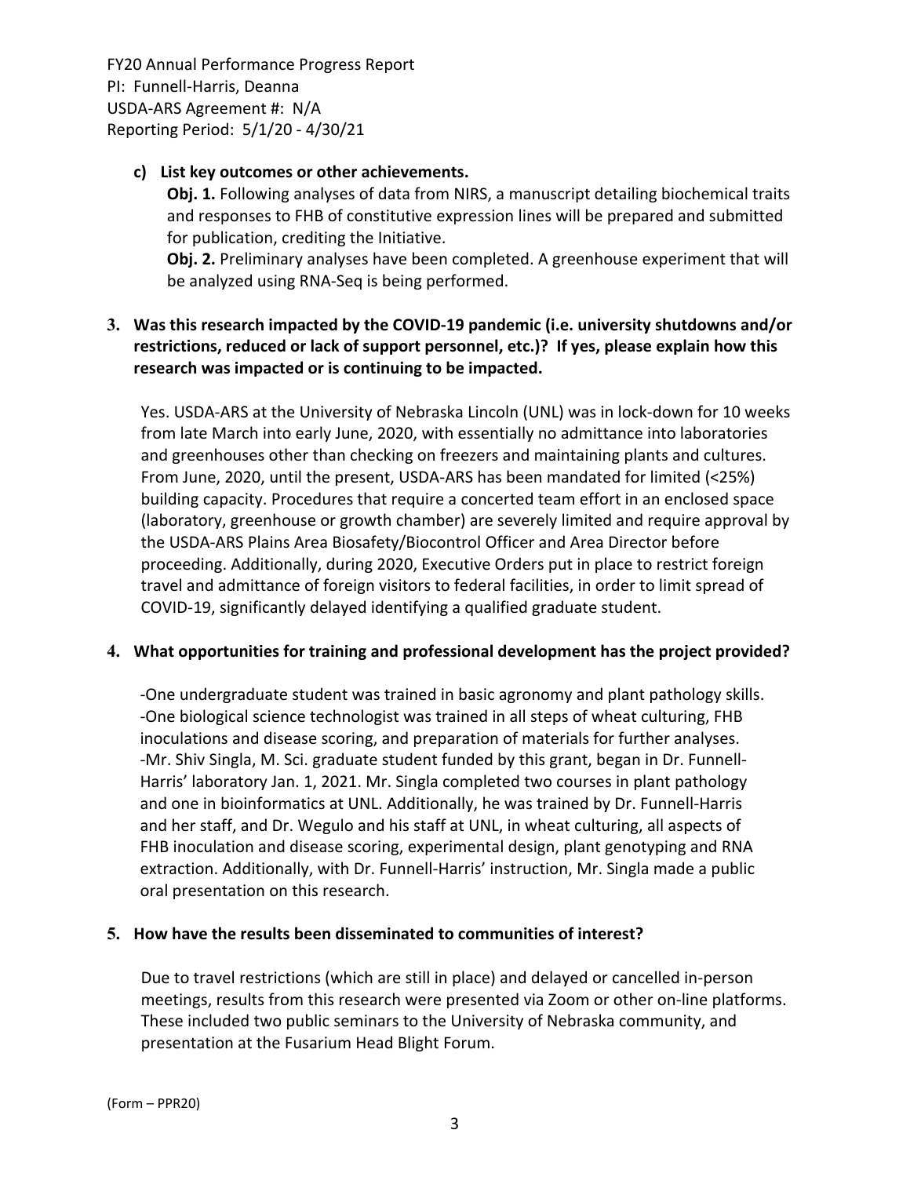**c) List key outcomes or other achievements.**

**Obj. 1.** Following analyses of data from NIRS, a manuscript detailing biochemical traits and responses to FHB of constitutive expression lines will be prepared and submitted for publication, crediting the Initiative.

**Obj. 2.** Preliminary analyses have been completed. A greenhouse experiment that will be analyzed using RNA-Seq is being performed.

**3. Was this research impacted by the COVID-19 pandemic (i.e. university shutdowns and/or restrictions, reduced or lack of support personnel, etc.)? If yes, please explain how this research was impacted or is continuing to be impacted.**

Yes. USDA-ARS at the University of Nebraska Lincoln (UNL) was in lock-down for 10 weeks from late March into early June, 2020, with essentially no admittance into laboratories and greenhouses other than checking on freezers and maintaining plants and cultures. From June, 2020, until the present, USDA-ARS has been mandated for limited (<25%) building capacity. Procedures that require a concerted team effort in an enclosed space (laboratory, greenhouse or growth chamber) are severely limited and require approval by the USDA-ARS Plains Area Biosafety/Biocontrol Officer and Area Director before proceeding. Additionally, during 2020, Executive Orders put in place to restrict foreign travel and admittance of foreign visitors to federal facilities, in order to limit spread of COVID-19, significantly delayed identifying a qualified graduate student.

**4. What opportunities for training and professional development has the project provided?**

-One undergraduate student was trained in basic agronomy and plant pathology skills.
-One biological science technologist was trained in all steps of wheat culturing, FHB inoculations and disease scoring, and preparation of materials for further analyses.
-Mr. Shiv Singla, M. Sci. graduate student funded by this grant, began in Dr. Funnell-Harris' laboratory Jan. 1, 2021. Mr. Singla completed two courses in plant pathology and one in bioinformatics at UNL. Additionally, he was trained by Dr. Funnell-Harris and her staff, and Dr. Wegulo and his staff at UNL, in wheat culturing, all aspects of FHB inoculation and disease scoring, experimental design, plant genotyping and RNA extraction. Additionally, with Dr. Funnell-Harris' instruction, Mr. Singla made a public oral presentation on this research.

**5. How have the results been disseminated to communities of interest?**

Due to travel restrictions (which are still in place) and delayed or cancelled in-person meetings, results from this research were presented via Zoom or other on-line platforms. These included two public seminars to the University of Nebraska community, and presentation at the Fusarium Head Blight Forum.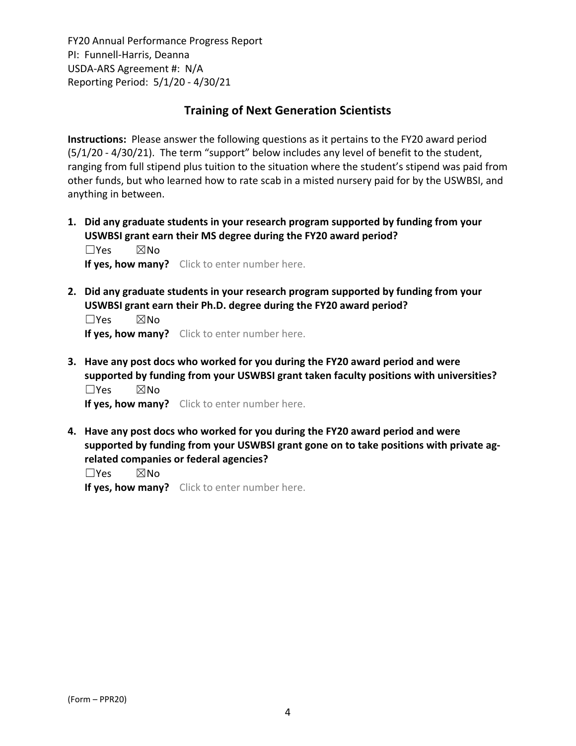## Training of Next Generation Scientists

**Instructions:** Please answer the following questions as it pertains to the FY20 award period (5/1/20 - 4/30/21). The term "support" below includes any level of benefit to the student, ranging from full stipend plus tuition to the situation where the student's stipend was paid from other funds, but who learned how to rate scab in a misted nursery paid for by the USWBSI, and anything in between.

1. **Did any graduate students in your research program supported by funding from your USWBSI grant earn their MS degree during the FY20 award period?**
   ☐Yes ☒No
   **If yes, how many?** Click to enter number here.

2. **Did any graduate students in your research program supported by funding from your USWBSI grant earn their Ph.D. degree during the FY20 award period?**
   ☐Yes ☒No
   **If yes, how many?** Click to enter number here.

3. **Have any post docs who worked for you during the FY20 award period and were supported by funding from your USWBSI grant taken faculty positions with universities?**
   ☐Yes ☒No
   **If yes, how many?** Click to enter number here.

4. **Have any post docs who worked for you during the FY20 award period and were supported by funding from your USWBSI grant gone on to take positions with private ag-related companies or federal agencies?**
   ☐Yes ☒No
   **If yes, how many?** Click to enter number here.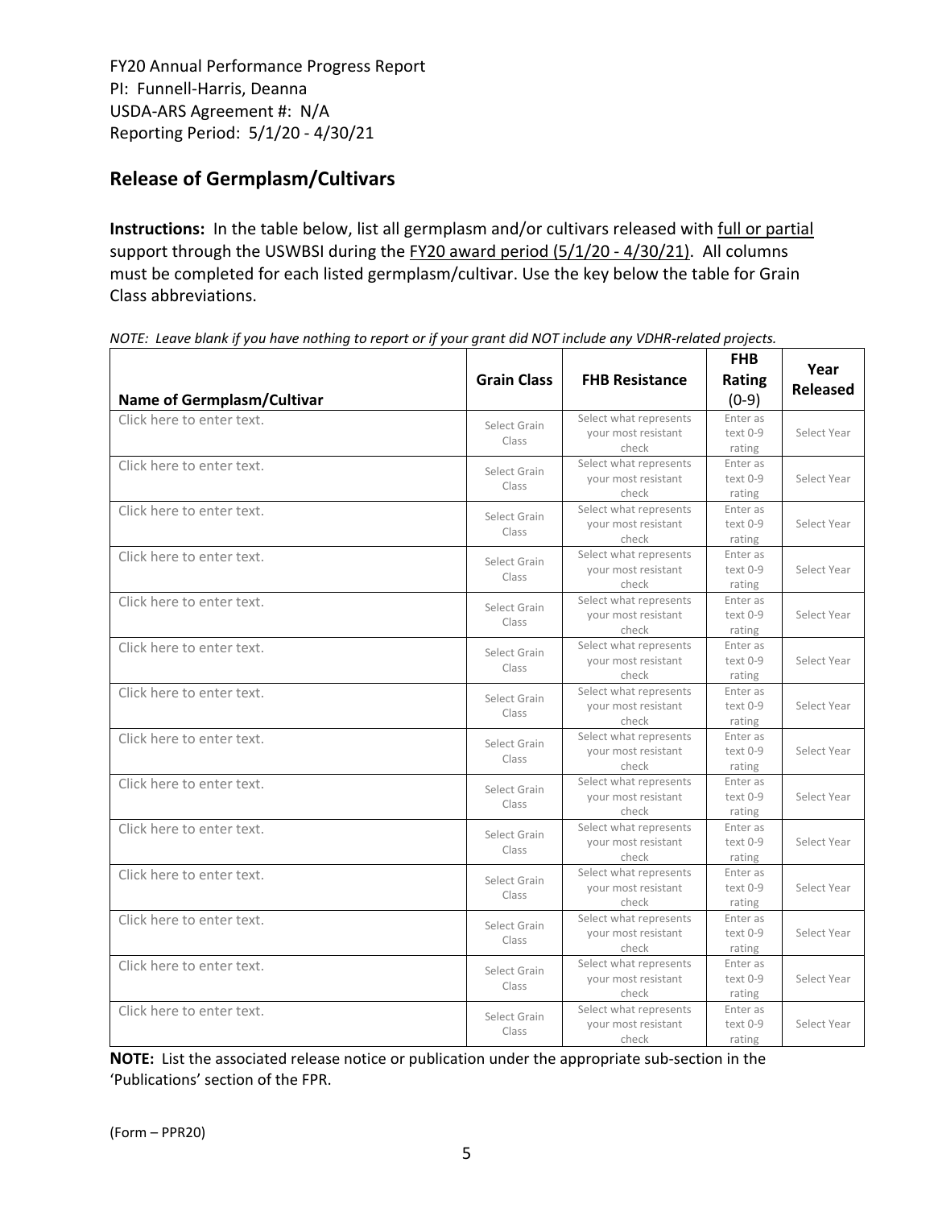FY20 Annual Performance Progress Report
PI: Funnell-Harris, Deanna
USDA-ARS Agreement #: N/A
Reporting Period: 5/1/20 - 4/30/21

## Release of Germplasm/Cultivars

**Instructions:** In the table below, list all germplasm and/or cultivars released with full or partial support through the USWBSI during the FY20 award period (5/1/20 - 4/30/21). All columns must be completed for each listed germplasm/cultivar. Use the key below the table for Grain Class abbreviations.

*NOTE: Leave blank if you have nothing to report or if your grant did NOT include any VDHR-related projects.*

| Name of Germplasm/Cultivar | Grain Class | FHB Resistance | FHB Rating (0-9) | Year Released |
|---|---|---|---|---|
| Click here to enter text. | Select Grain Class | Select what represents your most resistant check | Enter as text 0-9 rating | Select Year |
| Click here to enter text. | Select Grain Class | Select what represents your most resistant check | Enter as text 0-9 rating | Select Year |
| Click here to enter text. | Select Grain Class | Select what represents your most resistant check | Enter as text 0-9 rating | Select Year |
| Click here to enter text. | Select Grain Class | Select what represents your most resistant check | Enter as text 0-9 rating | Select Year |
| Click here to enter text. | Select Grain Class | Select what represents your most resistant check | Enter as text 0-9 rating | Select Year |
| Click here to enter text. | Select Grain Class | Select what represents your most resistant check | Enter as text 0-9 rating | Select Year |
| Click here to enter text. | Select Grain Class | Select what represents your most resistant check | Enter as text 0-9 rating | Select Year |
| Click here to enter text. | Select Grain Class | Select what represents your most resistant check | Enter as text 0-9 rating | Select Year |
| Click here to enter text. | Select Grain Class | Select what represents your most resistant check | Enter as text 0-9 rating | Select Year |
| Click here to enter text. | Select Grain Class | Select what represents your most resistant check | Enter as text 0-9 rating | Select Year |
| Click here to enter text. | Select Grain Class | Select what represents your most resistant check | Enter as text 0-9 rating | Select Year |
| Click here to enter text. | Select Grain Class | Select what represents your most resistant check | Enter as text 0-9 rating | Select Year |
| Click here to enter text. | Select Grain Class | Select what represents your most resistant check | Enter as text 0-9 rating | Select Year |
| Click here to enter text. | Select Grain Class | Select what represents your most resistant check | Enter as text 0-9 rating | Select Year |

**NOTE:** List the associated release notice or publication under the appropriate sub-section in the 'Publications' section of the FPR.

(Form – PPR20)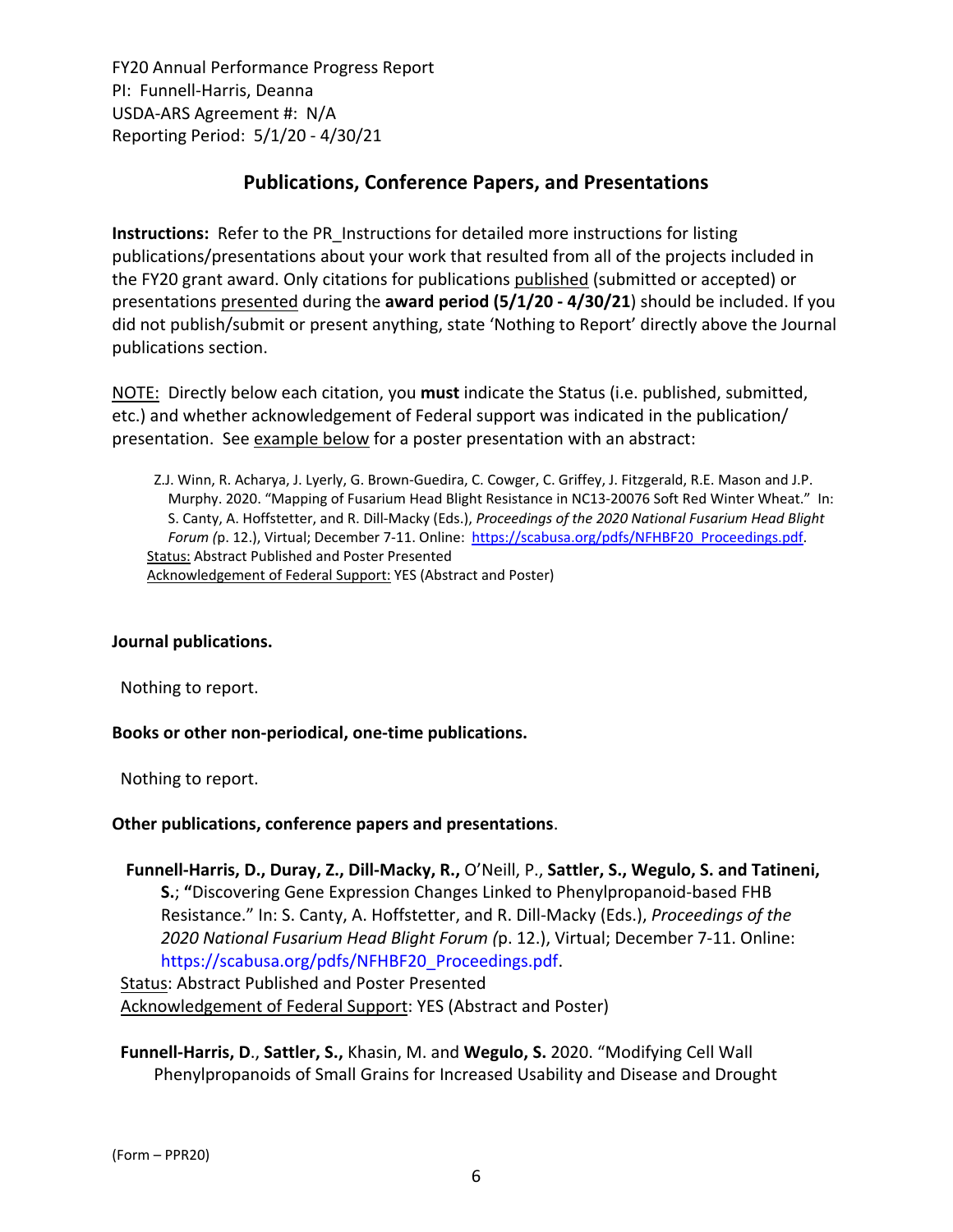FY20 Annual Performance Progress Report
PI: Funnell-Harris, Deanna
USDA-ARS Agreement #: N/A
Reporting Period: 5/1/20 - 4/30/21

## Publications, Conference Papers, and Presentations

**Instructions:** Refer to the PR_Instructions for detailed more instructions for listing publications/presentations about your work that resulted from all of the projects included in the FY20 grant award. Only citations for publications published (submitted or accepted) or presentations presented during the **award period (5/1/20 - 4/30/21)** should be included. If you did not publish/submit or present anything, state 'Nothing to Report' directly above the Journal publications section.

NOTE: Directly below each citation, you **must** indicate the Status (i.e. published, submitted, etc.) and whether acknowledgement of Federal support was indicated in the publication/ presentation. See example below for a poster presentation with an abstract:

> Z.J. Winn, R. Acharya, J. Lyerly, G. Brown-Guedira, C. Cowger, C. Griffey, J. Fitzgerald, R.E. Mason and J.P. Murphy. 2020. "Mapping of Fusarium Head Blight Resistance in NC13-20076 Soft Red Winter Wheat." In: S. Canty, A. Hoffstetter, and R. Dill-Macky (Eds.), *Proceedings of the 2020 National Fusarium Head Blight Forum (*p. 12.), Virtual; December 7-11. Online: https://scabusa.org/pdfs/NFHBF20_Proceedings.pdf.
> Status: Abstract Published and Poster Presented
> Acknowledgement of Federal Support: YES (Abstract and Poster)

**Journal publications.**

Nothing to report.

**Books or other non-periodical, one-time publications.**

Nothing to report.

**Other publications, conference papers and presentations**.

**Funnell-Harris, D., Duray, Z., Dill-Macky, R.,** O'Neill, P., **Sattler, S., Wegulo, S. and Tatineni, S.**; **"**Discovering Gene Expression Changes Linked to Phenylpropanoid-based FHB Resistance." In: S. Canty, A. Hoffstetter, and R. Dill-Macky (Eds.), *Proceedings of the 2020 National Fusarium Head Blight Forum (*p. 12.), Virtual; December 7-11. Online: https://scabusa.org/pdfs/NFHBF20_Proceedings.pdf.
Status: Abstract Published and Poster Presented
Acknowledgement of Federal Support: YES (Abstract and Poster)

**Funnell-Harris, D**., **Sattler, S.,** Khasin, M. and **Wegulo, S.** 2020. "Modifying Cell Wall Phenylpropanoids of Small Grains for Increased Usability and Disease and Drought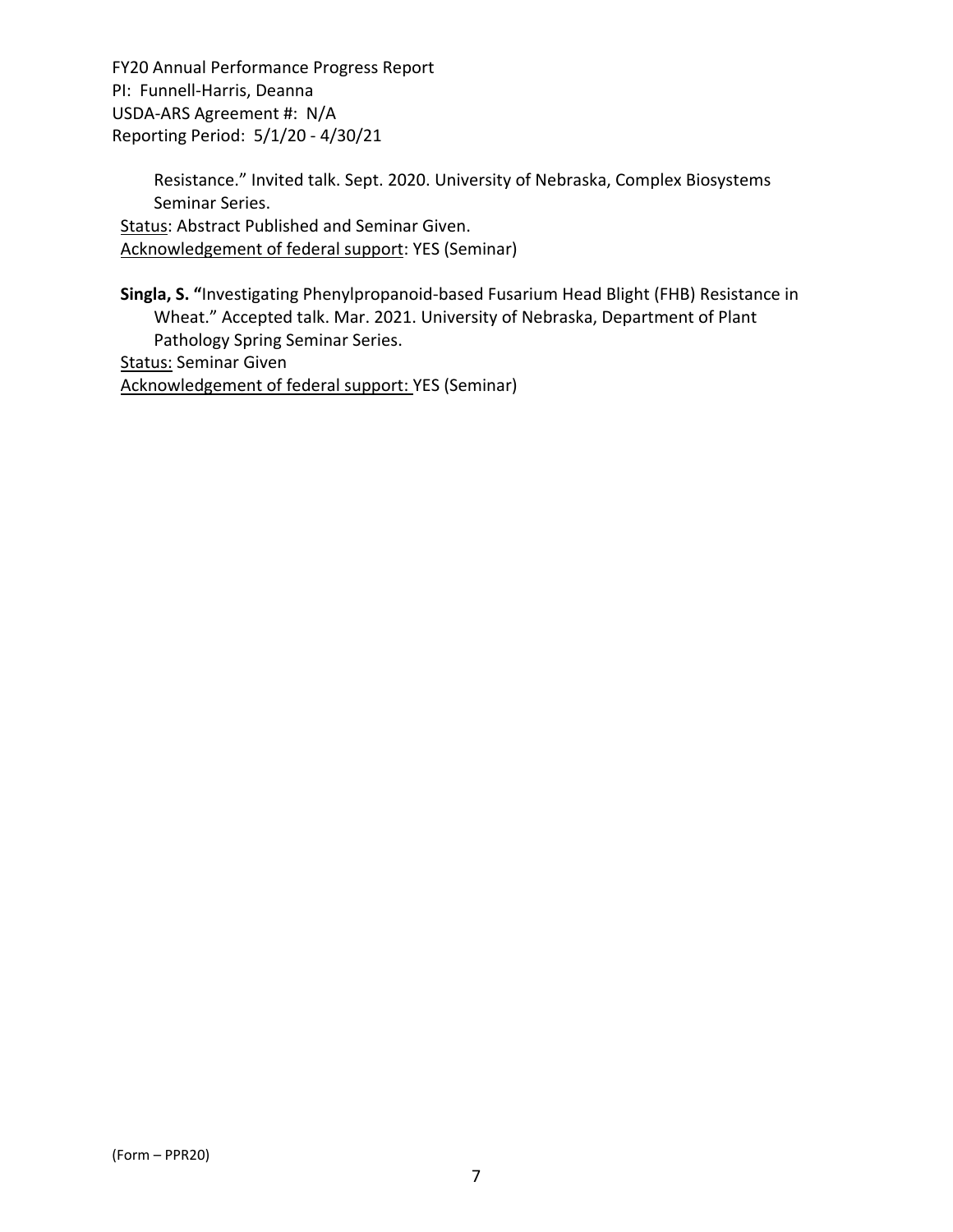Resistance." Invited talk. Sept. 2020. University of Nebraska, Complex Biosystems Seminar Series.

Status: Abstract Published and Seminar Given.

Acknowledgement of federal support: YES (Seminar)

**Singla, S. "**Investigating Phenylpropanoid-based Fusarium Head Blight (FHB) Resistance in Wheat." Accepted talk. Mar. 2021. University of Nebraska, Department of Plant Pathology Spring Seminar Series.

Status: Seminar Given

Acknowledgement of federal support: YES (Seminar)

(Form – PPR20)